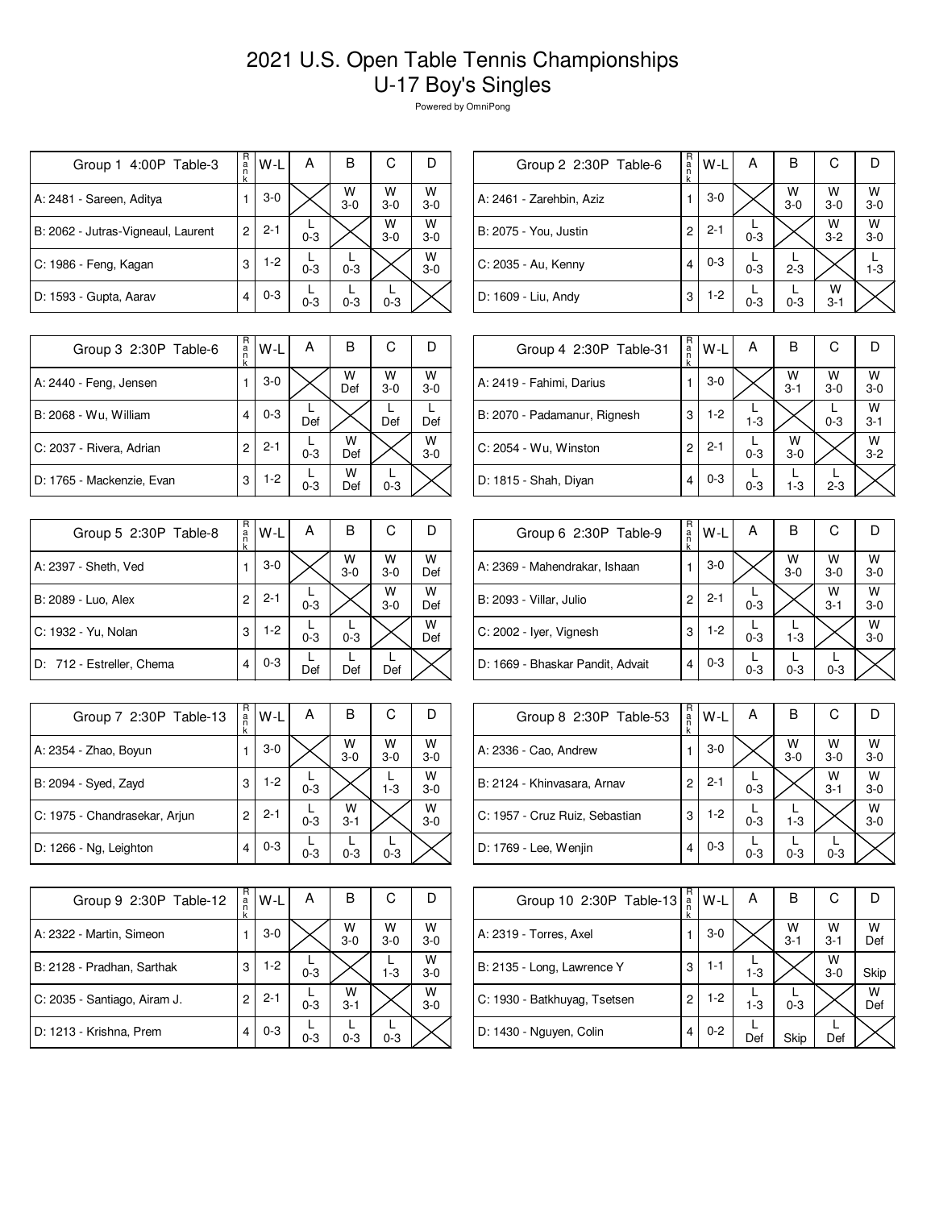# 2021 U.S. Open Table Tennis Championships
## U-17 Boy's Singles

Powered by OmniPong

| Group 1 4:00P Table-3 | Rank | W-L | A | B | C | D |
|---|---|---|---|---|---|---|
| A: 2481 - Sareen, Aditya | 1 | 3-0 | | W 3-0 | W 3-0 | W 3-0 |
| B: 2062 - Jutras-Vigneaul, Laurent | 2 | 2-1 | L 0-3 | | W 3-0 | W 3-0 |
| C: 1986 - Feng, Kagan | 3 | 1-2 | L 0-3 | L 0-3 | | W 3-0 |
| D: 1593 - Gupta, Aarav | 4 | 0-3 | L 0-3 | L 0-3 | L 0-3 | |

| Group 2 2:30P Table-6 | Rank | W-L | A | B | C | D |
|---|---|---|---|---|---|---|
| A: 2461 - Zarehbin, Aziz | 1 | 3-0 | | W 3-0 | W 3-0 | W 3-0 |
| B: 2075 - You, Justin | 2 | 2-1 | L 0-3 | | W 3-2 | W 3-0 |
| C: 2035 - Au, Kenny | 4 | 0-3 | L 0-3 | L 2-3 | | L 1-3 |
| D: 1609 - Liu, Andy | 3 | 1-2 | L 0-3 | L 0-3 | W 3-1 | |

| Group 3 2:30P Table-6 | Rank | W-L | A | B | C | D |
|---|---|---|---|---|---|---|
| A: 2440 - Feng, Jensen | 1 | 3-0 | | W Def | W 3-0 | W 3-0 |
| B: 2068 - Wu, William | 4 | 0-3 | L Def | | L Def | L Def |
| C: 2037 - Rivera, Adrian | 2 | 2-1 | L 0-3 | W Def | | W 3-0 |
| D: 1765 - Mackenzie, Evan | 3 | 1-2 | L 0-3 | W Def | L 0-3 | |

| Group 4 2:30P Table-31 | Rank | W-L | A | B | C | D |
|---|---|---|---|---|---|---|
| A: 2419 - Fahimi, Darius | 1 | 3-0 | | W 3-1 | W 3-0 | W 3-0 |
| B: 2070 - Padamanur, Rignesh | 3 | 1-2 | L 1-3 | | L 0-3 | W 3-1 |
| C: 2054 - Wu, Winston | 2 | 2-1 | L 0-3 | W 3-0 | | W 3-2 |
| D: 1815 - Shah, Diyan | 4 | 0-3 | L 0-3 | L 1-3 | L 2-3 | |

| Group 5 2:30P Table-8 | Rank | W-L | A | B | C | D |
|---|---|---|---|---|---|---|
| A: 2397 - Sheth, Ved | 1 | 3-0 | | W 3-0 | W 3-0 | W Def |
| B: 2089 - Luo, Alex | 2 | 2-1 | L 0-3 | | W 3-0 | W Def |
| C: 1932 - Yu, Nolan | 3 | 1-2 | L 0-3 | L 0-3 | | W Def |
| D: 712 - Estreller, Chema | 4 | 0-3 | L Def | L Def | L Def | |

| Group 6 2:30P Table-9 | Rank | W-L | A | B | C | D |
|---|---|---|---|---|---|---|
| A: 2369 - Mahendrakar, Ishaan | 1 | 3-0 | | W 3-0 | W 3-0 | W 3-0 |
| B: 2093 - Villar, Julio | 2 | 2-1 | L 0-3 | | W 3-1 | W 3-0 |
| C: 2002 - Iyer, Vignesh | 3 | 1-2 | L 0-3 | L 1-3 | | W 3-0 |
| D: 1669 - Bhaskar Pandit, Advait | 4 | 0-3 | L 0-3 | L 0-3 | L 0-3 | |

| Group 7 2:30P Table-13 | Rank | W-L | A | B | C | D |
|---|---|---|---|---|---|---|
| A: 2354 - Zhao, Boyun | 1 | 3-0 | | W 3-0 | W 3-0 | W 3-0 |
| B: 2094 - Syed, Zayd | 3 | 1-2 | L 0-3 | | L 1-3 | W 3-0 |
| C: 1975 - Chandrasekar, Arjun | 2 | 2-1 | L 0-3 | W 3-1 | | W 3-0 |
| D: 1266 - Ng, Leighton | 4 | 0-3 | L 0-3 | L 0-3 | L 0-3 | |

| Group 8 2:30P Table-53 | Rank | W-L | A | B | C | D |
|---|---|---|---|---|---|---|
| A: 2336 - Cao, Andrew | 1 | 3-0 | | W 3-0 | W 3-0 | W 3-0 |
| B: 2124 - Khinvasara, Arnav | 2 | 2-1 | L 0-3 | | W 3-1 | W 3-0 |
| C: 1957 - Cruz Ruiz, Sebastian | 3 | 1-2 | L 0-3 | L 1-3 | | W 3-0 |
| D: 1769 - Lee, Wenjin | 4 | 0-3 | L 0-3 | L 0-3 | L 0-3 | |

| Group 9 2:30P Table-12 | Rank | W-L | A | B | C | D |
|---|---|---|---|---|---|---|
| A: 2322 - Martin, Simeon | 1 | 3-0 | | W 3-0 | W 3-0 | W 3-0 |
| B: 2128 - Pradhan, Sarthak | 3 | 1-2 | L 0-3 | | L 1-3 | W 3-0 |
| C: 2035 - Santiago, Airam J. | 2 | 2-1 | L 0-3 | W 3-1 | | W 3-0 |
| D: 1213 - Krishna, Prem | 4 | 0-3 | L 0-3 | L 0-3 | L 0-3 | |

| Group 10 2:30P Table-13 | Rank | W-L | A | B | C | D |
|---|---|---|---|---|---|---|
| A: 2319 - Torres, Axel | 1 | 3-0 | | W 3-1 | W 3-1 | W Def |
| B: 2135 - Long, Lawrence Y | 3 | 1-1 | L 1-3 | | W 3-0 | Skip |
| C: 1930 - Batkhuyag, Tsetsen | 2 | 1-2 | L 1-3 | L 0-3 | | W Def |
| D: 1430 - Nguyen, Colin | 4 | 0-2 | L Def | Skip | L Def | |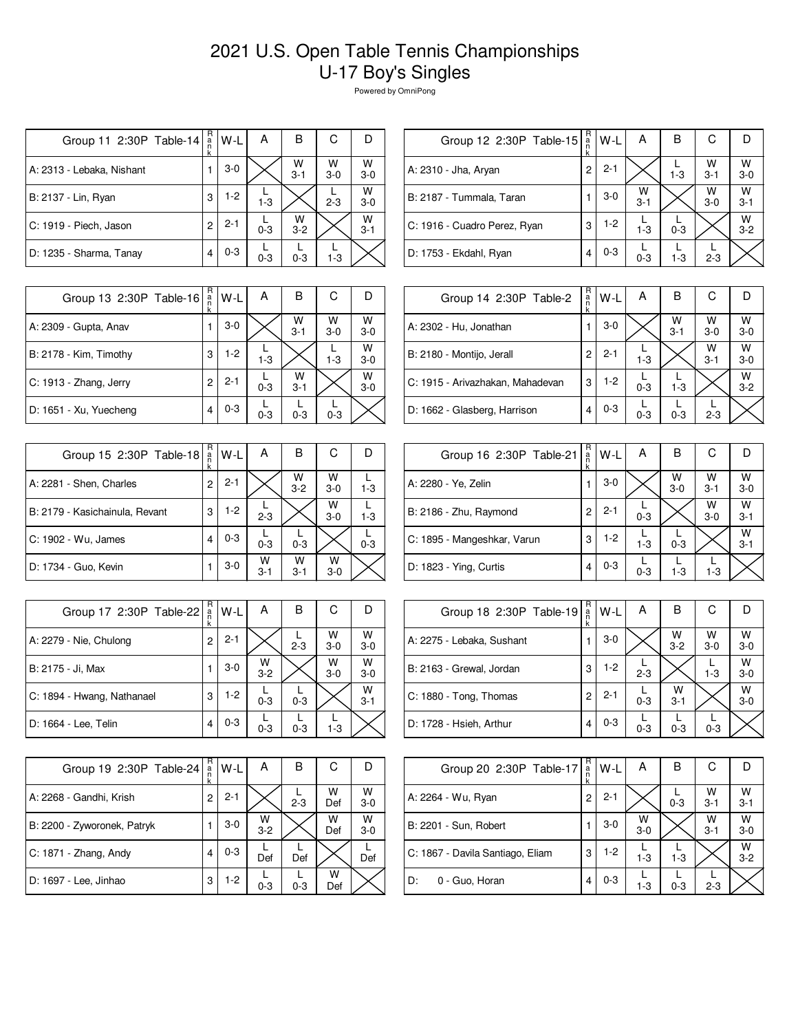# 2021 U.S. Open Table Tennis Championships
## U-17 Boy's Singles

Powered by OmniPong

| Group 11 2:30P Table-14 | Rank | W-L | A | B | C | D |
|---|---|---|---|---|---|---|
| A: 2313 - Lebaka, Nishant | 1 | 3-0 | | W 3-1 | W 3-0 | W 3-0 |
| B: 2137 - Lin, Ryan | 3 | 1-2 | L 1-3 | | L 2-3 | W 3-0 |
| C: 1919 - Piech, Jason | 2 | 2-1 | L 0-3 | W 3-2 | | W 3-1 |
| D: 1235 - Sharma, Tanay | 4 | 0-3 | L 0-3 | L 0-3 | L 1-3 | |

| Group 12 2:30P Table-15 | Rank | W-L | A | B | C | D |
|---|---|---|---|---|---|---|
| A: 2310 - Jha, Aryan | 2 | 2-1 | | L 1-3 | W 3-1 | W 3-0 |
| B: 2187 - Tummala, Taran | 1 | 3-0 | W 3-1 | | W 3-0 | W 3-1 |
| C: 1916 - Cuadro Perez, Ryan | 3 | 1-2 | L 1-3 | L 0-3 | | W 3-2 |
| D: 1753 - Ekdahl, Ryan | 4 | 0-3 | L 0-3 | L 1-3 | L 2-3 | |

| Group 13 2:30P Table-16 | Rank | W-L | A | B | C | D |
|---|---|---|---|---|---|---|
| A: 2309 - Gupta, Anav | 1 | 3-0 | | W 3-1 | W 3-0 | W 3-0 |
| B: 2178 - Kim, Timothy | 3 | 1-2 | L 1-3 | | L 1-3 | W 3-0 |
| C: 1913 - Zhang, Jerry | 2 | 2-1 | L 0-3 | W 3-1 | | W 3-0 |
| D: 1651 - Xu, Yuecheng | 4 | 0-3 | L 0-3 | L 0-3 | L 0-3 | |

| Group 14 2:30P Table-2 | Rank | W-L | A | B | C | D |
|---|---|---|---|---|---|---|
| A: 2302 - Hu, Jonathan | 1 | 3-0 | | W 3-1 | W 3-0 | W 3-0 |
| B: 2180 - Montijo, Jerall | 2 | 2-1 | L 1-3 | | W 3-1 | W 3-0 |
| C: 1915 - Arivazhakan, Mahadevan | 3 | 1-2 | L 0-3 | L 1-3 | | W 3-2 |
| D: 1662 - Glasberg, Harrison | 4 | 0-3 | L 0-3 | L 0-3 | L 2-3 | |

| Group 15 2:30P Table-18 | Rank | W-L | A | B | C | D |
|---|---|---|---|---|---|---|
| A: 2281 - Shen, Charles | 2 | 2-1 | | W 3-2 | W 3-0 | L 1-3 |
| B: 2179 - Kasichainula, Revant | 3 | 1-2 | L 2-3 | | W 3-0 | L 1-3 |
| C: 1902 - Wu, James | 4 | 0-3 | L 0-3 | L 0-3 | | L 0-3 |
| D: 1734 - Guo, Kevin | 1 | 3-0 | W 3-1 | W 3-1 | W 3-0 | |

| Group 16 2:30P Table-21 | Rank | W-L | A | B | C | D |
|---|---|---|---|---|---|---|
| A: 2280 - Ye, Zelin | 1 | 3-0 | | W 3-0 | W 3-1 | W 3-0 |
| B: 2186 - Zhu, Raymond | 2 | 2-1 | L 0-3 | | W 3-0 | W 3-1 |
| C: 1895 - Mangeshkar, Varun | 3 | 1-2 | L 1-3 | L 0-3 | | W 3-1 |
| D: 1823 - Ying, Curtis | 4 | 0-3 | L 0-3 | L 1-3 | L 1-3 | |

| Group 17 2:30P Table-22 | Rank | W-L | A | B | C | D |
|---|---|---|---|---|---|---|
| A: 2279 - Nie, Chulong | 2 | 2-1 | | L 2-3 | W 3-0 | W 3-0 |
| B: 2175 - Ji, Max | 1 | 3-0 | W 3-2 | | W 3-0 | W 3-0 |
| C: 1894 - Hwang, Nathanael | 3 | 1-2 | L 0-3 | L 0-3 | | W 3-1 |
| D: 1664 - Lee, Telin | 4 | 0-3 | L 0-3 | L 0-3 | L 1-3 | |

| Group 18 2:30P Table-19 | Rank | W-L | A | B | C | D |
|---|---|---|---|---|---|---|
| A: 2275 - Lebaka, Sushant | 1 | 3-0 | | W 3-2 | W 3-0 | W 3-0 |
| B: 2163 - Grewal, Jordan | 3 | 1-2 | L 2-3 | | L 1-3 | W 3-0 |
| C: 1880 - Tong, Thomas | 2 | 2-1 | L 0-3 | W 3-1 | | W 3-0 |
| D: 1728 - Hsieh, Arthur | 4 | 0-3 | L 0-3 | L 0-3 | L 0-3 | |

| Group 19 2:30P Table-24 | Rank | W-L | A | B | C | D |
|---|---|---|---|---|---|---|
| A: 2268 - Gandhi, Krish | 2 | 2-1 | | L 2-3 | W Def | W 3-0 |
| B: 2200 - Zyworonek, Patryk | 1 | 3-0 | W 3-2 | | W Def | W 3-0 |
| C: 1871 - Zhang, Andy | 4 | 0-3 | L Def | L Def | | L Def |
| D: 1697 - Lee, Jinhao | 3 | 1-2 | L 0-3 | L 0-3 | W Def | |

| Group 20 2:30P Table-17 | Rank | W-L | A | B | C | D |
|---|---|---|---|---|---|---|
| A: 2264 - Wu, Ryan | 2 | 2-1 | | L 0-3 | W 3-1 | W 3-1 |
| B: 2201 - Sun, Robert | 1 | 3-0 | W 3-0 | | W 3-1 | W 3-0 |
| C: 1867 - Davila Santiago, Eliam | 3 | 1-2 | L 1-3 | L 1-3 | | W 3-2 |
| D: 0 - Guo, Horan | 4 | 0-3 | L 1-3 | L 0-3 | L 2-3 | |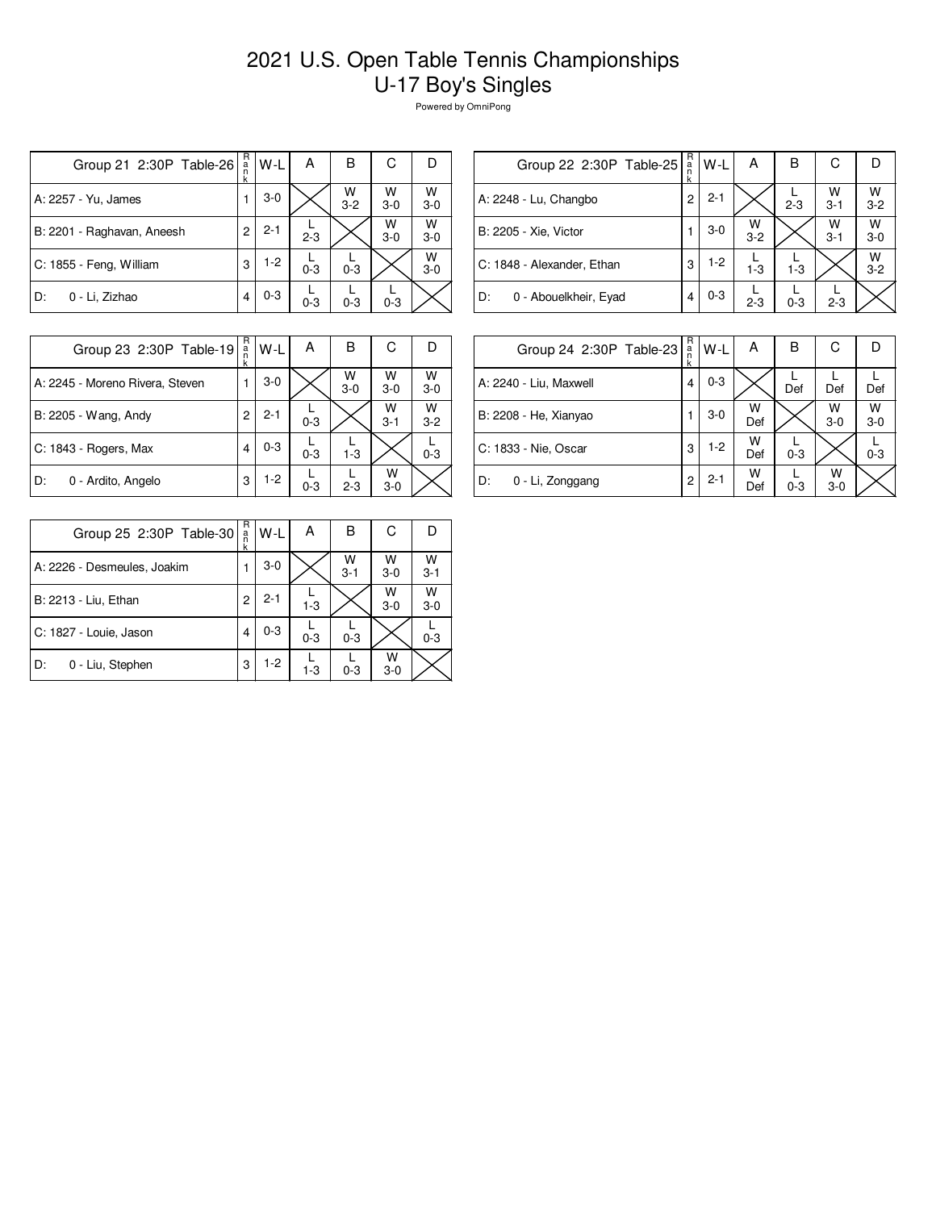# 2021 U.S. Open Table Tennis Championships
# U-17 Boy's Singles

Powered by OmniPong

| Group 21 2:30P Table-26 | Rank | W-L | A | B | C | D |
|---|---|---|---|---|---|---|
| A: 2257 - Yu, James | 1 | 3-0 | | W 3-2 | W 3-0 | W 3-0 |
| B: 2201 - Raghavan, Aneesh | 2 | 2-1 | L 2-3 | | W 3-0 | W 3-0 |
| C: 1855 - Feng, William | 3 | 1-2 | L 0-3 | L 0-3 | | W 3-0 |
| D: 0 - Li, Zizhao | 4 | 0-3 | L 0-3 | L 0-3 | L 0-3 | |

| Group 22 2:30P Table-25 | Rank | W-L | A | B | C | D |
|---|---|---|---|---|---|---|
| A: 2248 - Lu, Changbo | 2 | 2-1 | | L 2-3 | W 3-1 | W 3-2 |
| B: 2205 - Xie, Victor | 1 | 3-0 | W 3-2 | | W 3-1 | W 3-0 |
| C: 1848 - Alexander, Ethan | 3 | 1-2 | L 1-3 | L 1-3 | | W 3-2 |
| D: 0 - Abouelkheir, Eyad | 4 | 0-3 | L 2-3 | L 0-3 | L 2-3 | |

| Group 23 2:30P Table-19 | Rank | W-L | A | B | C | D |
|---|---|---|---|---|---|---|
| A: 2245 - Moreno Rivera, Steven | 1 | 3-0 | | W 3-0 | W 3-0 | W 3-0 |
| B: 2205 - Wang, Andy | 2 | 2-1 | L 0-3 | | W 3-1 | W 3-2 |
| C: 1843 - Rogers, Max | 4 | 0-3 | L 0-3 | L 1-3 | | L 0-3 |
| D: 0 - Ardito, Angelo | 3 | 1-2 | L 0-3 | L 2-3 | W 3-0 | |

| Group 24 2:30P Table-23 | Rank | W-L | A | B | C | D |
|---|---|---|---|---|---|---|
| A: 2240 - Liu, Maxwell | 4 | 0-3 | | L Def | L Def | L Def |
| B: 2208 - He, Xianyao | 1 | 3-0 | W Def | | W 3-0 | W 3-0 |
| C: 1833 - Nie, Oscar | 3 | 1-2 | W Def | L 0-3 | | L 0-3 |
| D: 0 - Li, Zonggang | 2 | 2-1 | W Def | L 0-3 | W 3-0 | |

| Group 25 2:30P Table-30 | Rank | W-L | A | B | C | D |
|---|---|---|---|---|---|---|
| A: 2226 - Desmeules, Joakim | 1 | 3-0 | | W 3-1 | W 3-0 | W 3-1 |
| B: 2213 - Liu, Ethan | 2 | 2-1 | L 1-3 | | W 3-0 | W 3-0 |
| C: 1827 - Louie, Jason | 4 | 0-3 | L 0-3 | L 0-3 | | L 0-3 |
| D: 0 - Liu, Stephen | 3 | 1-2 | L 1-3 | L 0-3 | W 3-0 | |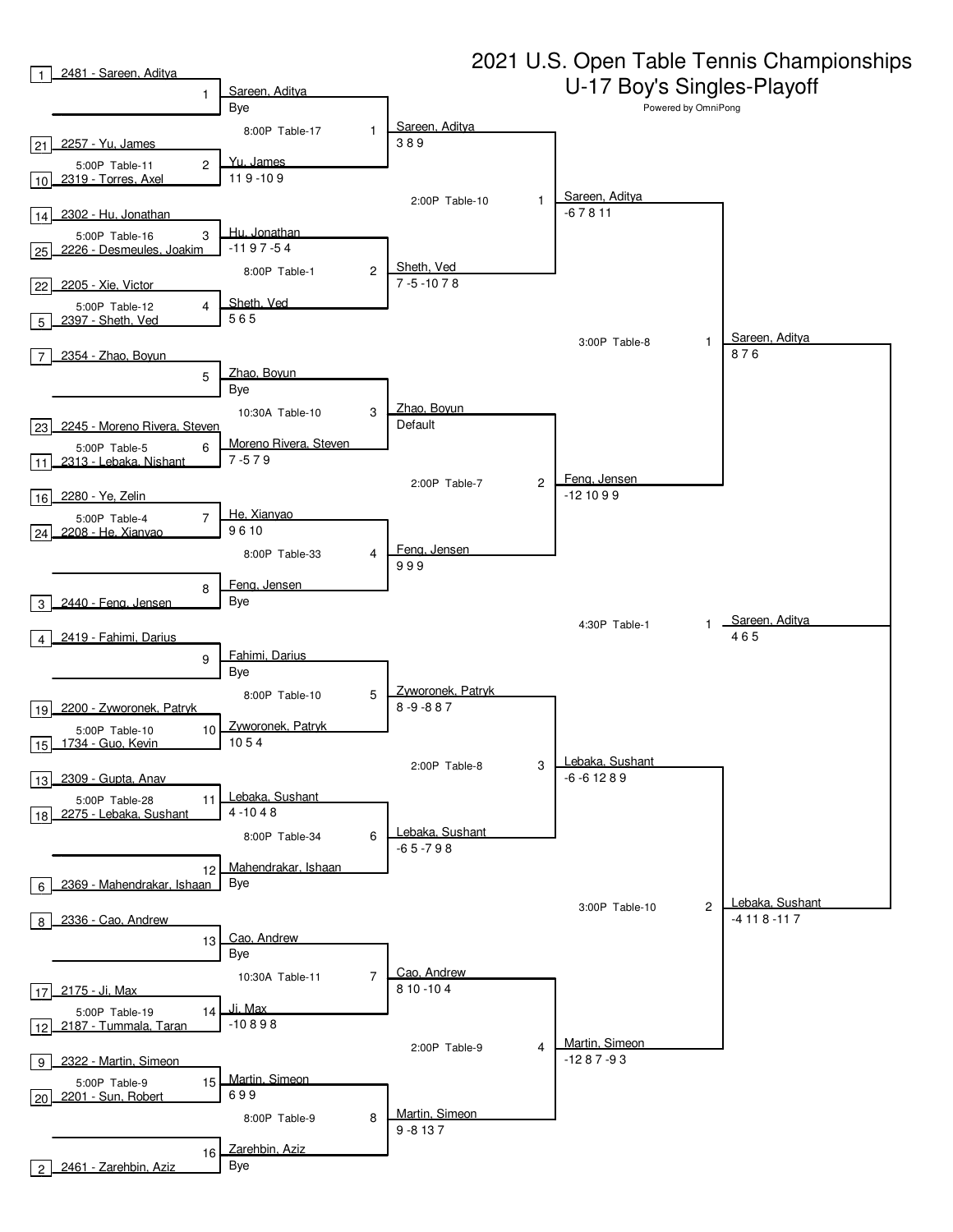# 2021 U.S. Open Table Tennis Championships

## U-17 Boy's Singles-Playoff

Powered by OmniPong

### Seeded Players (First Round)

| Seed | Rating - Player |
|---|---|
| 1 | 2481 - Sareen, Aditya |
| 21 | 2257 - Yu, James |
| 10 | 2319 - Torres, Axel |
| 14 | 2302 - Hu, Jonathan |
| 25 | 2226 - Desmeules, Joakim |
| 22 | 2205 - Xie, Victor |
| 5 | 2397 - Sheth, Ved |
| 7 | 2354 - Zhao, Boyun |
| 23 | 2245 - Moreno Rivera, Steven |
| 11 | 2313 - Lebaka, Nishant |
| 16 | 2280 - Ye, Zelin |
| 24 | 2208 - He, Xianyao |
| 3 | 2440 - Feng, Jensen |
| 4 | 2419 - Fahimi, Darius |
| 19 | 2200 - Zyworonek, Patryk |
| 15 | 1734 - Guo, Kevin |
| 13 | 2309 - Gupta, Anav |
| 18 | 2275 - Lebaka, Sushant |
| 6 | 2369 - Mahendrakar, Ishaan |
| 8 | 2336 - Cao, Andrew |
| 17 | 2175 - Ji, Max |
| 12 | 2187 - Tummala, Taran |
| 9 | 2322 - Martin, Simeon |
| 20 | 2201 - Sun, Robert |
| 2 | 2461 - Zarehbin, Aziz |

### Round 1

| Match | Time / Table | Winner | Score |
|---|---|---|---|
| 1 | | Sareen, Aditya | Bye |
| 2 | 5:00P Table-11 | Yu, James | 11 9 -10 9 |
| 3 | 5:00P Table-16 | Hu, Jonathan | -11 9 7 -5 4 |
| 4 | 5:00P Table-12 | Sheth, Ved | 5 6 5 |
| 5 | | Zhao, Boyun | Bye |
| 6 | 5:00P Table-5 | Moreno Rivera, Steven | 7 -5 7 9 |
| 7 | 5:00P Table-4 | He, Xianyao | 9 6 10 |
| 8 | | Feng, Jensen | Bye |
| 9 | | Fahimi, Darius | Bye |
| 10 | 5:00P Table-10 | Zyworonek, Patryk | 10 5 4 |
| 11 | 5:00P Table-28 | Lebaka, Sushant | 4 -10 4 8 |
| 12 | | Mahendrakar, Ishaan | Bye |
| 13 | | Cao, Andrew | Bye |
| 14 | 5:00P Table-19 | Ji, Max | -10 8 9 8 |
| 15 | 5:00P Table-9 | Martin, Simeon | 6 9 9 |
| 16 | | Zarehbin, Aziz | Bye |

### Round 2

| Match | Time / Table | Winner | Score |
|---|---|---|---|
| 1 | 8:00P Table-17 | Sareen, Aditya | 3 8 9 |
| 2 | 8:00P Table-1 | Sheth, Ved | 7 -5 -10 7 8 |
| 3 | 10:30A Table-10 | Zhao, Boyun | Default |
| 4 | 8:00P Table-33 | Feng, Jensen | 9 9 9 |
| 5 | 8:00P Table-10 | Zyworonek, Patryk | 8 -9 -8 8 7 |
| 6 | 8:00P Table-34 | Lebaka, Sushant | -6 5 -7 9 8 |
| 7 | 10:30A Table-11 | Cao, Andrew | 8 10 -10 4 |
| 8 | 8:00P Table-9 | Martin, Simeon | 9 -8 13 7 |

### Quarterfinals

| Match | Time / Table | Winner | Score |
|---|---|---|---|
| 1 | 2:00P Table-10 | Sareen, Aditya | -6 7 8 11 |
| 2 | 2:00P Table-7 | Feng, Jensen | -12 10 9 9 |
| 3 | 2:00P Table-8 | Lebaka, Sushant | -6 -6 12 8 9 |
| 4 | 2:00P Table-9 | Martin, Simeon | -12 8 7 -9 3 |

### Semifinals

| Match | Time / Table | Winner | Score |
|---|---|---|---|
| 1 | 3:00P Table-8 | Sareen, Aditya | 8 7 6 |
| 2 | 3:00P Table-10 | Lebaka, Sushant | -4 11 8 -11 7 |

### Final

| Match | Time / Table | Winner | Score |
|---|---|---|---|
| 1 | 4:30P Table-1 | Sareen, Aditya | 4 6 5 |